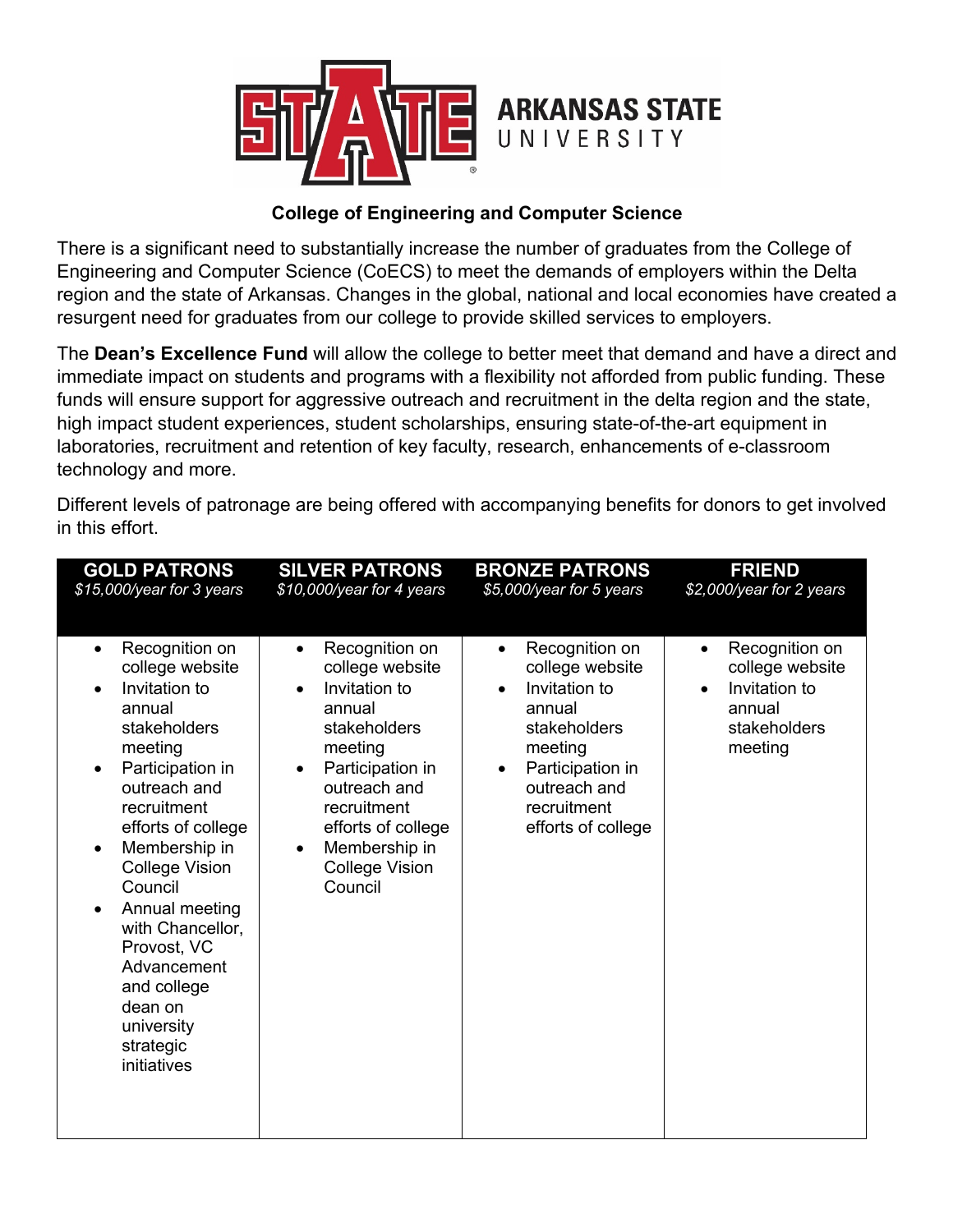**ARKANSAS STATE UNIVERSITY**

### College of Engineering and Computer Science

There is a significant need to substantially increase the number of graduates from the College of Engineering and Computer Science (CoECS) to meet the demands of employers within the Delta region and the state of Arkansas. Changes in the global, national and local economies have created a resurgent need for graduates from our college to provide skilled services to employers.

The **Dean's Excellence Fund** will allow the college to better meet that demand and have a direct and immediate impact on students and programs with a flexibility not afforded from public funding. These funds will ensure support for aggressive outreach and recruitment in the delta region and the state, high impact student experiences, student scholarships, ensuring state-of-the-art equipment in laboratories, recruitment and retention of key faculty, research, enhancements of e-classroom technology and more.

Different levels of patronage are being offered with accompanying benefits for donors to get involved in this effort.

| **GOLD PATRONS**<br>*$15,000/year for 3 years* | **SILVER PATRONS**<br>*$10,000/year for 4 years* | **BRONZE PATRONS**<br>*$5,000/year for 5 years* | **FRIEND**<br>*$2,000/year for 2 years* |
|---|---|---|---|
| • Recognition on college website<br>• Invitation to annual stakeholders meeting<br>• Participation in outreach and recruitment efforts of college<br>• Membership in College Vision Council<br>• Annual meeting with Chancellor, Provost, VC Advancement and college dean on university strategic initiatives | • Recognition on college website<br>• Invitation to annual stakeholders meeting<br>• Participation in outreach and recruitment efforts of college<br>• Membership in College Vision Council | • Recognition on college website<br>• Invitation to annual stakeholders meeting<br>• Participation in outreach and recruitment efforts of college | • Recognition on college website<br>• Invitation to annual stakeholders meeting |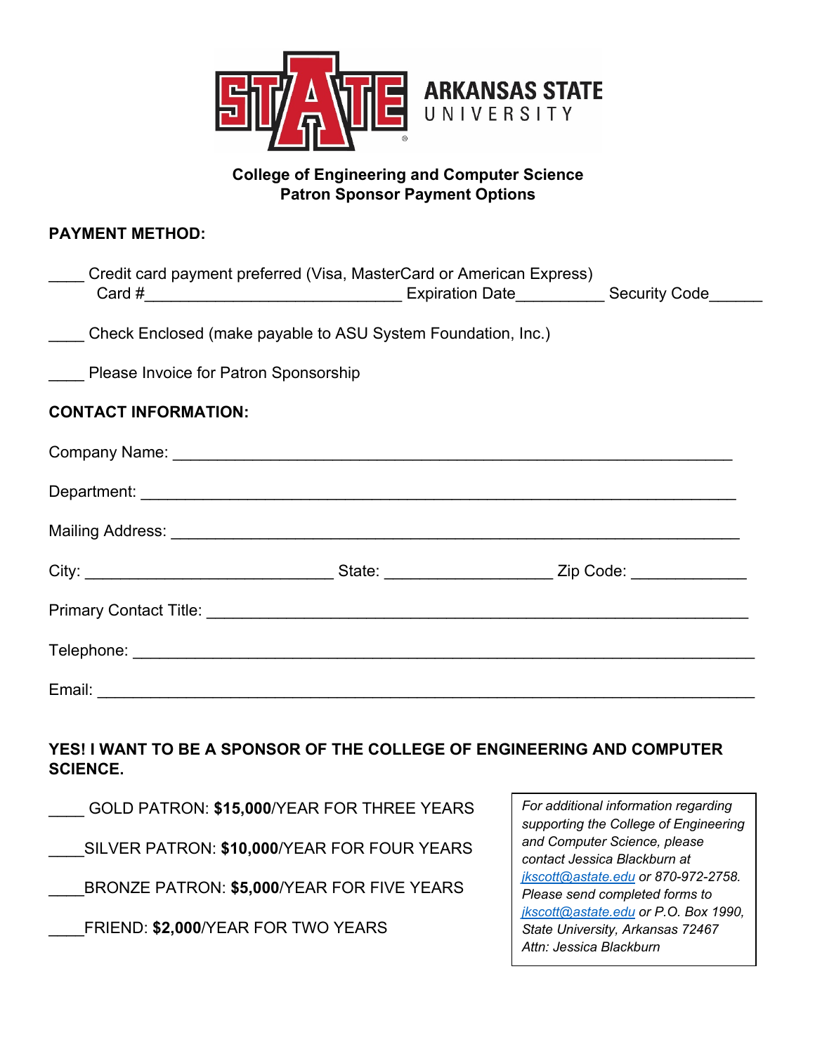**College of Engineering and Computer Science**
**Patron Sponsor Payment Options**

**PAYMENT METHOD:**

____ Credit card payment preferred (Visa, MasterCard or American Express)
Card #____________________________ Expiration Date__________ Security Code______

____ Check Enclosed (make payable to ASU System Foundation, Inc.)

____ Please Invoice for Patron Sponsorship

**CONTACT INFORMATION:**

Company Name: ______________________________________________________________

Department: _________________________________________________________________

Mailing Address: _____________________________________________________________

City: ___________________________ State: __________________ Zip Code: _____________

Primary Contact Title: __________________________________________________________

Telephone: __________________________________________________________________

Email: ______________________________________________________________________

**YES! I WANT TO BE A SPONSOR OF THE COLLEGE OF ENGINEERING AND COMPUTER SCIENCE.**

____ GOLD PATRON: **$15,000**/YEAR FOR THREE YEARS

____SILVER PATRON: **$10,000**/YEAR FOR FOUR YEARS

____BRONZE PATRON: **$5,000**/YEAR FOR FIVE YEARS

____FRIEND: **$2,000**/YEAR FOR TWO YEARS

*For additional information regarding supporting the College of Engineering and Computer Science, please contact Jessica Blackburn at jkscott@astate.edu or 870-972-2758. Please send completed forms to jkscott@astate.edu or P.O. Box 1990, State University, Arkansas 72467 Attn: Jessica Blackburn*